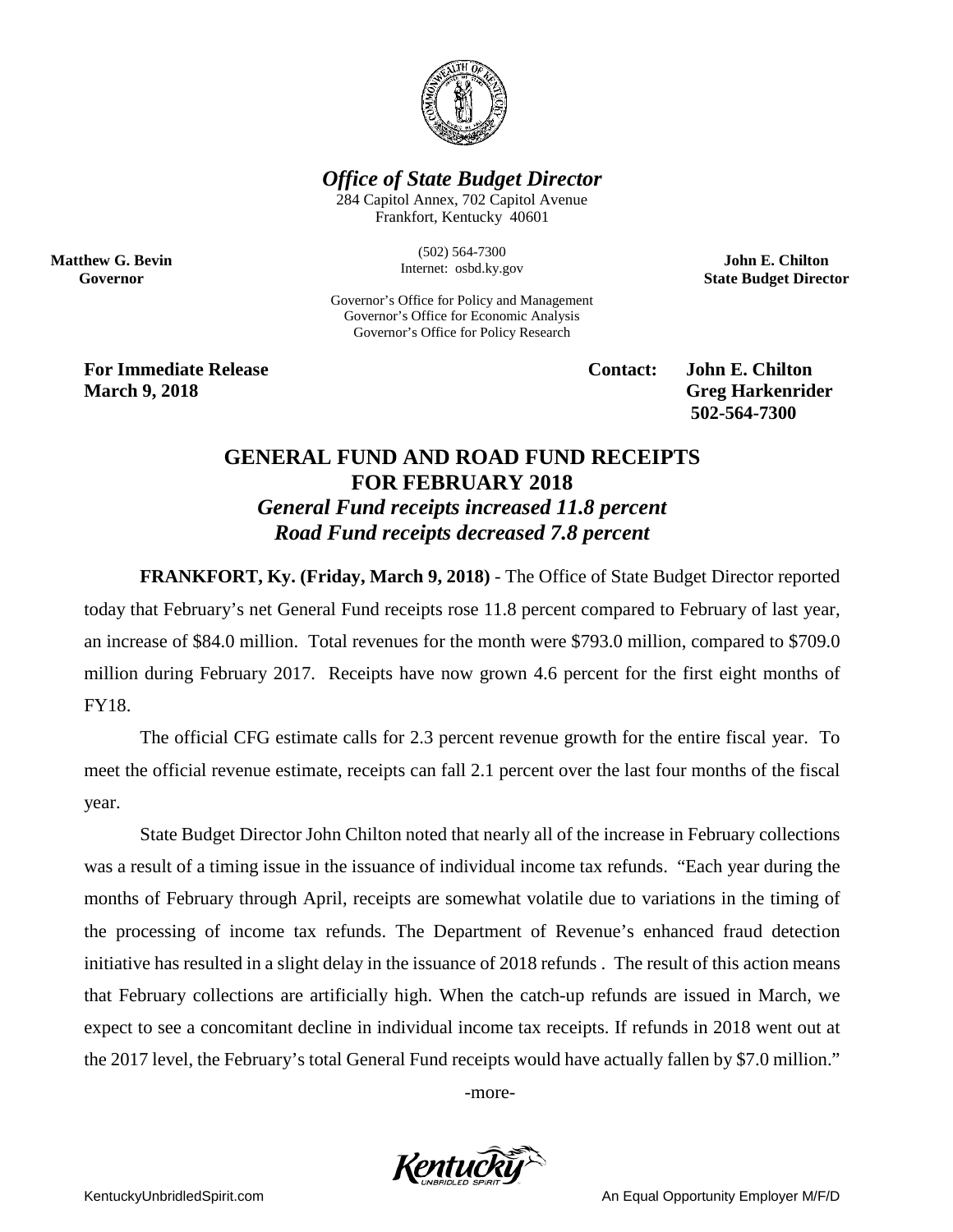***Office of State Budget Director***

284 Capitol Annex, 702 Capitol Avenue
Frankfort, Kentucky 40601

(502) 564-7300
Internet: osbd.ky.gov

**Matthew G. Bevin**
**Governor**

**John E. Chilton**
**State Budget Director**

Governor's Office for Policy and Management
Governor's Office for Economic Analysis
Governor's Office for Policy Research

**For Immediate Release**
**March 9, 2018**

**Contact: John E. Chilton**
**Greg Harkenrider**
**502-564-7300**

## GENERAL FUND AND ROAD FUND RECEIPTS FOR FEBRUARY 2018

### *General Fund receipts increased 11.8 percent*
### *Road Fund receipts decreased 7.8 percent*

**FRANKFORT, Ky. (Friday, March 9, 2018)** - The Office of State Budget Director reported today that February's net General Fund receipts rose 11.8 percent compared to February of last year, an increase of $84.0 million. Total revenues for the month were $793.0 million, compared to $709.0 million during February 2017. Receipts have now grown 4.6 percent for the first eight months of FY18.

The official CFG estimate calls for 2.3 percent revenue growth for the entire fiscal year. To meet the official revenue estimate, receipts can fall 2.1 percent over the last four months of the fiscal year.

State Budget Director John Chilton noted that nearly all of the increase in February collections was a result of a timing issue in the issuance of individual income tax refunds. "Each year during the months of February through April, receipts are somewhat volatile due to variations in the timing of the processing of income tax refunds. The Department of Revenue's enhanced fraud detection initiative has resulted in a slight delay in the issuance of 2018 refunds . The result of this action means that February collections are artificially high. When the catch-up refunds are issued in March, we expect to see a concomitant decline in individual income tax receipts. If refunds in 2018 went out at the 2017 level, the February's total General Fund receipts would have actually fallen by $7.0 million."

-more-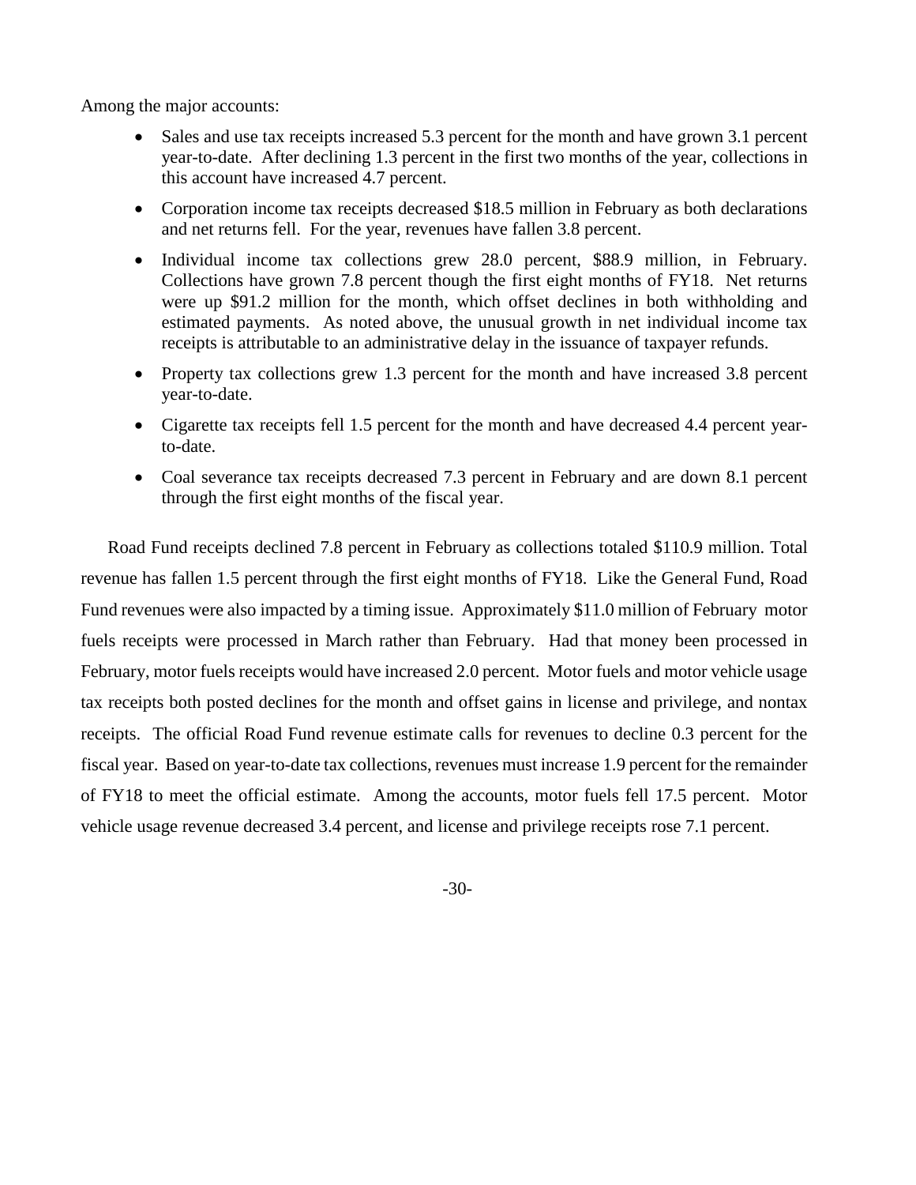Among the major accounts:

- Sales and use tax receipts increased 5.3 percent for the month and have grown 3.1 percent year-to-date. After declining 1.3 percent in the first two months of the year, collections in this account have increased 4.7 percent.
- Corporation income tax receipts decreased $18.5 million in February as both declarations and net returns fell. For the year, revenues have fallen 3.8 percent.
- Individual income tax collections grew 28.0 percent, $88.9 million, in February. Collections have grown 7.8 percent though the first eight months of FY18. Net returns were up $91.2 million for the month, which offset declines in both withholding and estimated payments. As noted above, the unusual growth in net individual income tax receipts is attributable to an administrative delay in the issuance of taxpayer refunds.
- Property tax collections grew 1.3 percent for the month and have increased 3.8 percent year-to-date.
- Cigarette tax receipts fell 1.5 percent for the month and have decreased 4.4 percent year-to-date.
- Coal severance tax receipts decreased 7.3 percent in February and are down 8.1 percent through the first eight months of the fiscal year.

Road Fund receipts declined 7.8 percent in February as collections totaled $110.9 million. Total revenue has fallen 1.5 percent through the first eight months of FY18. Like the General Fund, Road Fund revenues were also impacted by a timing issue. Approximately $11.0 million of February motor fuels receipts were processed in March rather than February. Had that money been processed in February, motor fuels receipts would have increased 2.0 percent. Motor fuels and motor vehicle usage tax receipts both posted declines for the month and offset gains in license and privilege, and nontax receipts. The official Road Fund revenue estimate calls for revenues to decline 0.3 percent for the fiscal year. Based on year-to-date tax collections, revenues must increase 1.9 percent for the remainder of FY18 to meet the official estimate. Among the accounts, motor fuels fell 17.5 percent. Motor vehicle usage revenue decreased 3.4 percent, and license and privilege receipts rose 7.1 percent.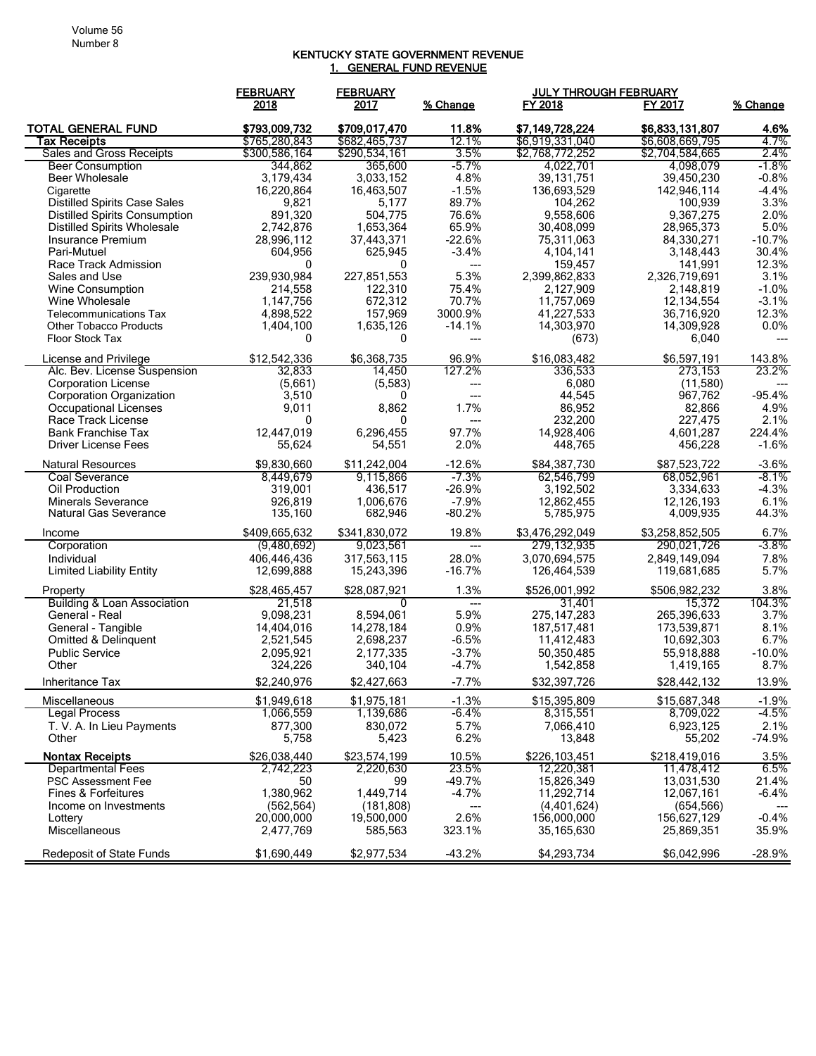## KENTUCKY STATE GOVERNMENT REVENUE

### 1. GENERAL FUND REVENUE

| | FEBRUARY 2018 | FEBRUARY 2017 | % Change | JULY THROUGH FEBRUARY FY 2018 | FY 2017 | % Change |
|---|---|---|---|---|---|---|
| **TOTAL GENERAL FUND** | **$793,009,732** | **$709,017,470** | **11.8%** | **$7,149,728,224** | **$6,833,131,807** | **4.6%** |
| **Tax Receipts** | $765,280,843 | $682,465,737 | 12.1% | $6,919,331,040 | $6,608,669,795 | 4.7% |
| Sales and Gross Receipts | $300,586,164 | $290,534,161 | 3.5% | $2,768,772,252 | $2,704,584,665 | 2.4% |
| Beer Consumption | 344,862 | 365,600 | -5.7% | 4,022,701 | 4,098,079 | -1.8% |
| Beer Wholesale | 3,179,434 | 3,033,152 | 4.8% | 39,131,751 | 39,450,230 | -0.8% |
| Cigarette | 16,220,864 | 16,463,507 | -1.5% | 136,693,529 | 142,946,114 | -4.4% |
| Distilled Spirits Case Sales | 9,821 | 5,177 | 89.7% | 104,262 | 100,939 | 3.3% |
| Distilled Spirits Consumption | 891,320 | 504,775 | 76.6% | 9,558,606 | 9,367,275 | 2.0% |
| Distilled Spirits Wholesale | 2,742,876 | 1,653,364 | 65.9% | 30,408,099 | 28,965,373 | 5.0% |
| Insurance Premium | 28,996,112 | 37,443,371 | -22.6% | 75,311,063 | 84,330,271 | -10.7% |
| Pari-Mutuel | 604,956 | 625,945 | -3.4% | 4,104,141 | 3,148,443 | 30.4% |
| Race Track Admission | 0 | 0 | --- | 159,457 | 141,991 | 12.3% |
| Sales and Use | 239,930,984 | 227,851,553 | 5.3% | 2,399,862,833 | 2,326,719,691 | 3.1% |
| Wine Consumption | 214,558 | 122,310 | 75.4% | 2,127,909 | 2,148,819 | -1.0% |
| Wine Wholesale | 1,147,756 | 672,312 | 70.7% | 11,757,069 | 12,134,554 | -3.1% |
| Telecommunications Tax | 4,898,522 | 157,969 | 3000.9% | 41,227,533 | 36,716,920 | 12.3% |
| Other Tobacco Products | 1,404,100 | 1,635,126 | -14.1% | 14,303,970 | 14,309,928 | 0.0% |
| Floor Stock Tax | 0 | 0 | --- | (673) | 6,040 | --- |
| License and Privilege | $12,542,336 | $6,368,735 | 96.9% | $16,083,482 | $6,597,191 | 143.8% |
| Alc. Bev. License Suspension | 32,833 | 14,450 | 127.2% | 336,533 | 273,153 | 23.2% |
| Corporation License | (5,661) | (5,583) | --- | 6,080 | (11,580) | --- |
| Corporation Organization | 3,510 | 0 | --- | 44,545 | 967,762 | -95.4% |
| Occupational Licenses | 9,011 | 8,862 | 1.7% | 86,952 | 82,866 | 4.9% |
| Race Track License | 0 | 0 | --- | 232,200 | 227,475 | 2.1% |
| Bank Franchise Tax | 12,447,019 | 6,296,455 | 97.7% | 14,928,406 | 4,601,287 | 224.4% |
| Driver License Fees | 55,624 | 54,551 | 2.0% | 448,765 | 456,228 | -1.6% |
| Natural Resources | $9,830,660 | $11,242,004 | -12.6% | $84,387,730 | $87,523,722 | -3.6% |
| Coal Severance | 8,449,679 | 9,115,866 | -7.3% | 62,546,799 | 68,052,961 | -8.1% |
| Oil Production | 319,001 | 436,517 | -26.9% | 3,192,502 | 3,334,633 | -4.3% |
| Minerals Severance | 926,819 | 1,006,676 | -7.9% | 12,862,455 | 12,126,193 | 6.1% |
| Natural Gas Severance | 135,160 | 682,946 | -80.2% | 5,785,975 | 4,009,935 | 44.3% |
| Income | $409,665,632 | $341,830,072 | 19.8% | $3,476,292,049 | $3,258,852,505 | 6.7% |
| Corporation | (9,480,692) | 9,023,561 | --- | 279,132,935 | 290,021,726 | -3.8% |
| Individual | 406,446,436 | 317,563,115 | 28.0% | 3,070,694,575 | 2,849,149,094 | 7.8% |
| Limited Liability Entity | 12,699,888 | 15,243,396 | -16.7% | 126,464,539 | 119,681,685 | 5.7% |
| Property | $28,465,457 | $28,087,921 | 1.3% | $526,001,992 | $506,982,232 | 3.8% |
| Building & Loan Association | 21,518 | 0 | --- | 31,401 | 15,372 | 104.3% |
| General - Real | 9,098,231 | 8,594,061 | 5.9% | 275,147,283 | 265,396,633 | 3.7% |
| General - Tangible | 14,404,016 | 14,278,184 | 0.9% | 187,517,481 | 173,539,871 | 8.1% |
| Omitted & Delinquent | 2,521,545 | 2,698,237 | -6.5% | 11,412,483 | 10,692,303 | 6.7% |
| Public Service | 2,095,921 | 2,177,335 | -3.7% | 50,350,485 | 55,918,888 | -10.0% |
| Other | 324,226 | 340,104 | -4.7% | 1,542,858 | 1,419,165 | 8.7% |
| Inheritance Tax | $2,240,976 | $2,427,663 | -7.7% | $32,397,726 | $28,442,132 | 13.9% |
| Miscellaneous | $1,949,618 | $1,975,181 | -1.3% | $15,395,809 | $15,687,348 | -1.9% |
| Legal Process | 1,066,559 | 1,139,686 | -6.4% | 8,315,551 | 8,709,022 | -4.5% |
| T. V. A. In Lieu Payments | 877,300 | 830,072 | 5.7% | 7,066,410 | 6,923,125 | 2.1% |
| Other | 5,758 | 5,423 | 6.2% | 13,848 | 55,202 | -74.9% |
| **Nontax Receipts** | $26,038,440 | $23,574,199 | 10.5% | $226,103,451 | $218,419,016 | 3.5% |
| Departmental Fees | 2,742,223 | 2,220,630 | 23.5% | 12,220,381 | 11,478,412 | 6.5% |
| PSC Assessment Fee | 50 | 99 | -49.7% | 15,826,349 | 13,031,530 | 21.4% |
| Fines & Forfeitures | 1,380,962 | 1,449,714 | -4.7% | 11,292,714 | 12,067,161 | -6.4% |
| Income on Investments | (562,564) | (181,808) | --- | (4,401,624) | (654,566) | --- |
| Lottery | 20,000,000 | 19,500,000 | 2.6% | 156,000,000 | 156,627,129 | -0.4% |
| Miscellaneous | 2,477,769 | 585,563 | 323.1% | 35,165,630 | 25,869,351 | 35.9% |
| Redeposit of State Funds | $1,690,449 | $2,977,534 | -43.2% | $4,293,734 | $6,042,996 | -28.9% |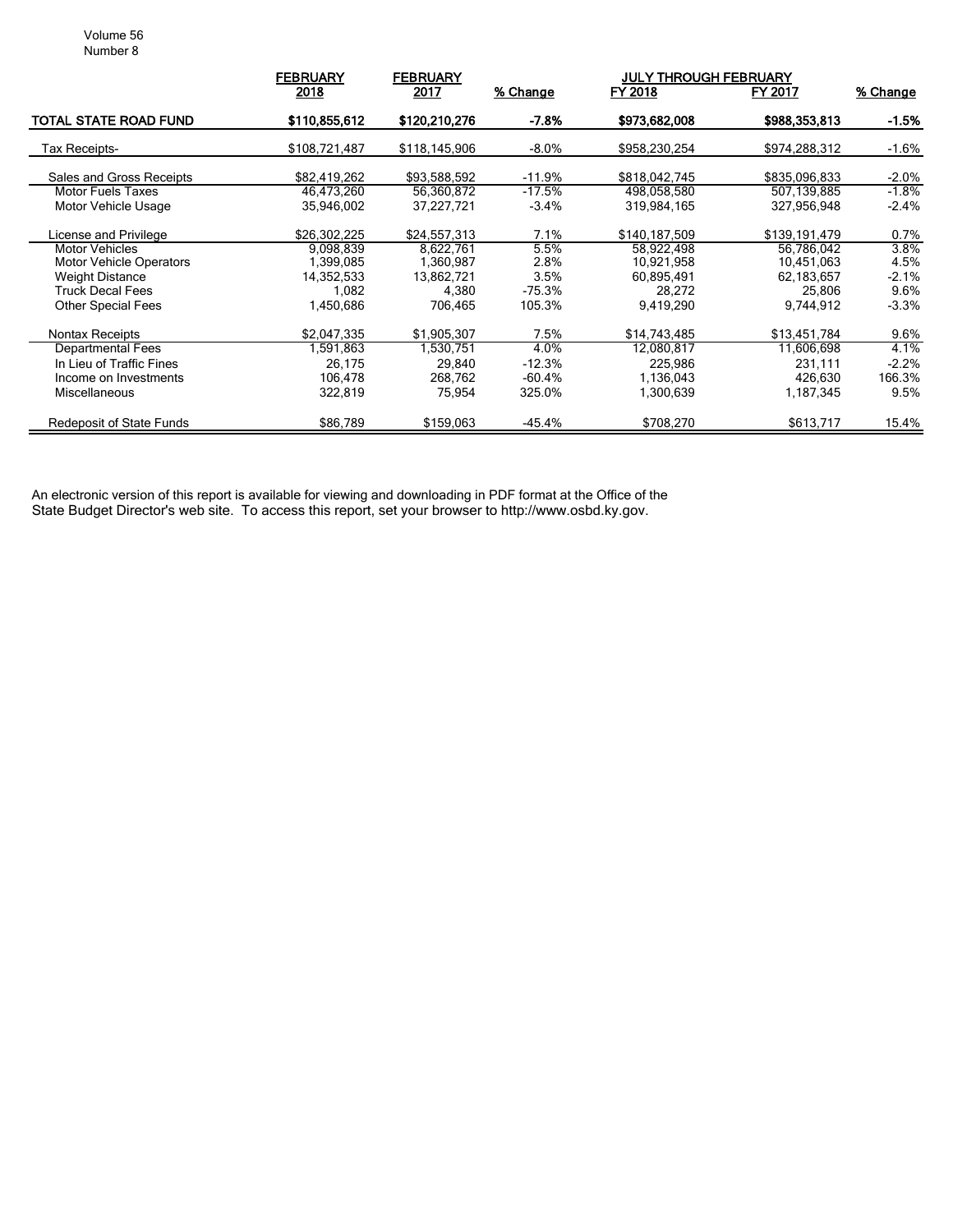| | FEBRUARY 2018 | FEBRUARY 2017 | % Change | JULY THROUGH FEBRUARY FY 2018 | FY 2017 | % Change |
|---|---|---|---|---|---|---|
| **TOTAL STATE ROAD FUND** | **$110,855,612** | **$120,210,276** | **-7.8%** | **$973,682,008** | **$988,353,813** | **-1.5%** |
| Tax Receipts- | $108,721,487 | $118,145,906 | -8.0% | $958,230,254 | $974,288,312 | -1.6% |
| Sales and Gross Receipts | $82,419,262 | $93,588,592 | -11.9% | $818,042,745 | $835,096,833 | -2.0% |
| Motor Fuels Taxes | 46,473,260 | 56,360,872 | -17.5% | 498,058,580 | 507,139,885 | -1.8% |
| Motor Vehicle Usage | 35,946,002 | 37,227,721 | -3.4% | 319,984,165 | 327,956,948 | -2.4% |
| License and Privilege | $26,302,225 | $24,557,313 | 7.1% | $140,187,509 | $139,191,479 | 0.7% |
| Motor Vehicles | 9,098,839 | 8,622,761 | 5.5% | 58,922,498 | 56,786,042 | 3.8% |
| Motor Vehicle Operators | 1,399,085 | 1,360,987 | 2.8% | 10,921,958 | 10,451,063 | 4.5% |
| Weight Distance | 14,352,533 | 13,862,721 | 3.5% | 60,895,491 | 62,183,657 | -2.1% |
| Truck Decal Fees | 1,082 | 4,380 | -75.3% | 28,272 | 25,806 | 9.6% |
| Other Special Fees | 1,450,686 | 706,465 | 105.3% | 9,419,290 | 9,744,912 | -3.3% |
| Nontax Receipts | $2,047,335 | $1,905,307 | 7.5% | $14,743,485 | $13,451,784 | 9.6% |
| Departmental Fees | 1,591,863 | 1,530,751 | 4.0% | 12,080,817 | 11,606,698 | 4.1% |
| In Lieu of Traffic Fines | 26,175 | 29,840 | -12.3% | 225,986 | 231,111 | -2.2% |
| Income on Investments | 106,478 | 268,762 | -60.4% | 1,136,043 | 426,630 | 166.3% |
| Miscellaneous | 322,819 | 75,954 | 325.0% | 1,300,639 | 1,187,345 | 9.5% |
| Redeposit of State Funds | $86,789 | $159,063 | -45.4% | $708,270 | $613,717 | 15.4% |

An electronic version of this report is available for viewing and downloading in PDF format at the Office of the State Budget Director's web site. To access this report, set your browser to http://www.osbd.ky.gov.